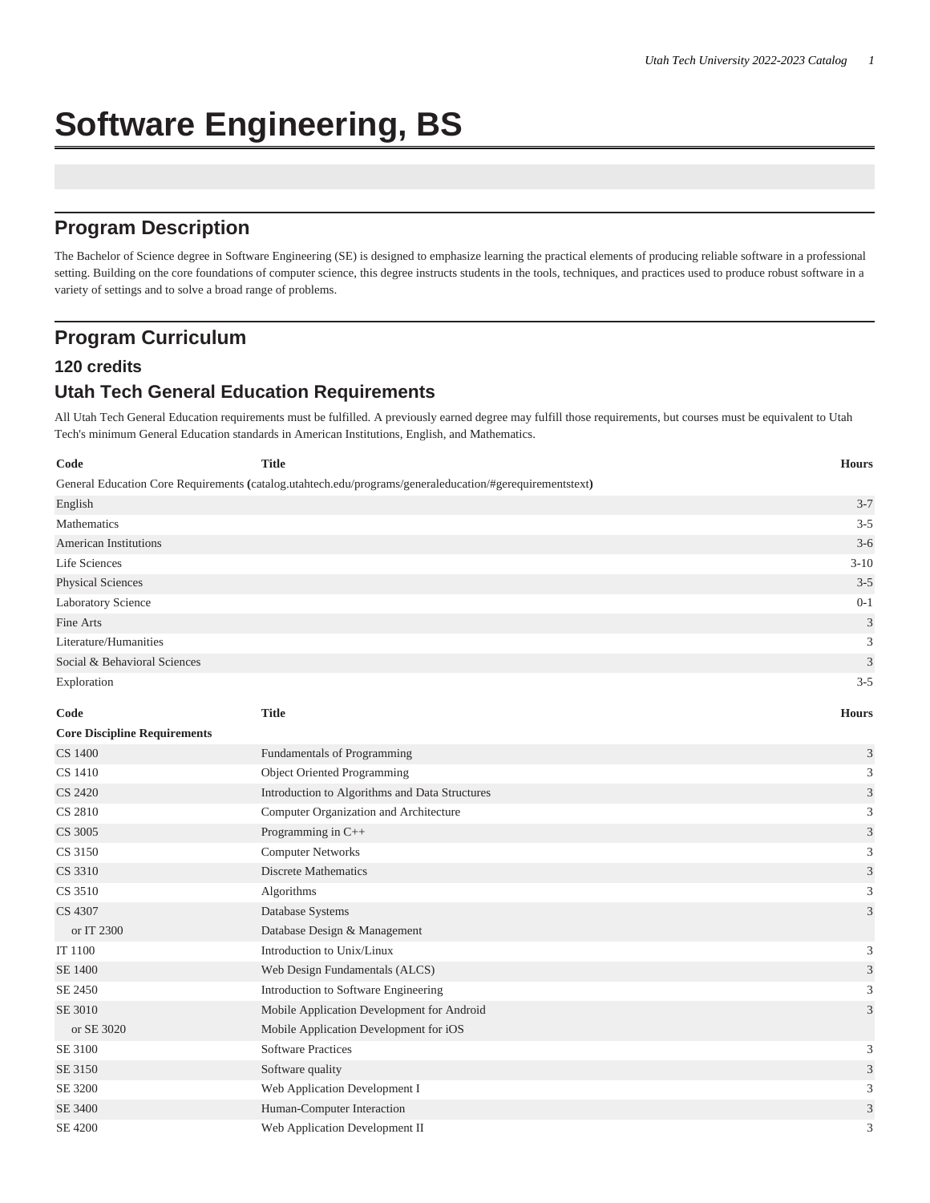# Software Engineering, BS

## Program Description

The Bachelor of Science degree in Software Engineering (SE) is designed to emphasize learning the practical elements of producing reliable software in a professional setting. Building on the core foundations of computer science, this degree instructs students in the tools, techniques, and practices used to produce robust software in a variety of settings and to solve a broad range of problems.

## Program Curriculum

### 120 credits

### Utah Tech General Education Requirements

All Utah Tech General Education requirements must be fulfilled. A previously earned degree may fulfill those requirements, but courses must be equivalent to Utah Tech's minimum General Education standards in American Institutions, English, and Mathematics.

| Code | Title | Hours |
|---|---|---|
| General Education Core Requirements **(**catalog.utahtech.edu/programs/generaleducation/#gerequirementstext**)** | | |
| English | | 3-7 |
| Mathematics | | 3-5 |
| American Institutions | | 3-6 |
| Life Sciences | | 3-10 |
| Physical Sciences | | 3-5 |
| Laboratory Science | | 0-1 |
| Fine Arts | | 3 |
| Literature/Humanities | | 3 |
| Social & Behavioral Sciences | | 3 |
| Exploration | | 3-5 |

| Code | Title | Hours |
|---|---|---|
| **Core Discipline Requirements** | | |
| CS 1400 | Fundamentals of Programming | 3 |
| CS 1410 | Object Oriented Programming | 3 |
| CS 2420 | Introduction to Algorithms and Data Structures | 3 |
| CS 2810 | Computer Organization and Architecture | 3 |
| CS 3005 | Programming in C++ | 3 |
| CS 3150 | Computer Networks | 3 |
| CS 3310 | Discrete Mathematics | 3 |
| CS 3510 | Algorithms | 3 |
| CS 4307 | Database Systems | 3 |
| or IT 2300 | Database Design & Management | |
| IT 1100 | Introduction to Unix/Linux | 3 |
| SE 1400 | Web Design Fundamentals (ALCS) | 3 |
| SE 2450 | Introduction to Software Engineering | 3 |
| SE 3010 | Mobile Application Development for Android | 3 |
| or SE 3020 | Mobile Application Development for iOS | |
| SE 3100 | Software Practices | 3 |
| SE 3150 | Software quality | 3 |
| SE 3200 | Web Application Development I | 3 |
| SE 3400 | Human-Computer Interaction | 3 |
| SE 4200 | Web Application Development II | 3 |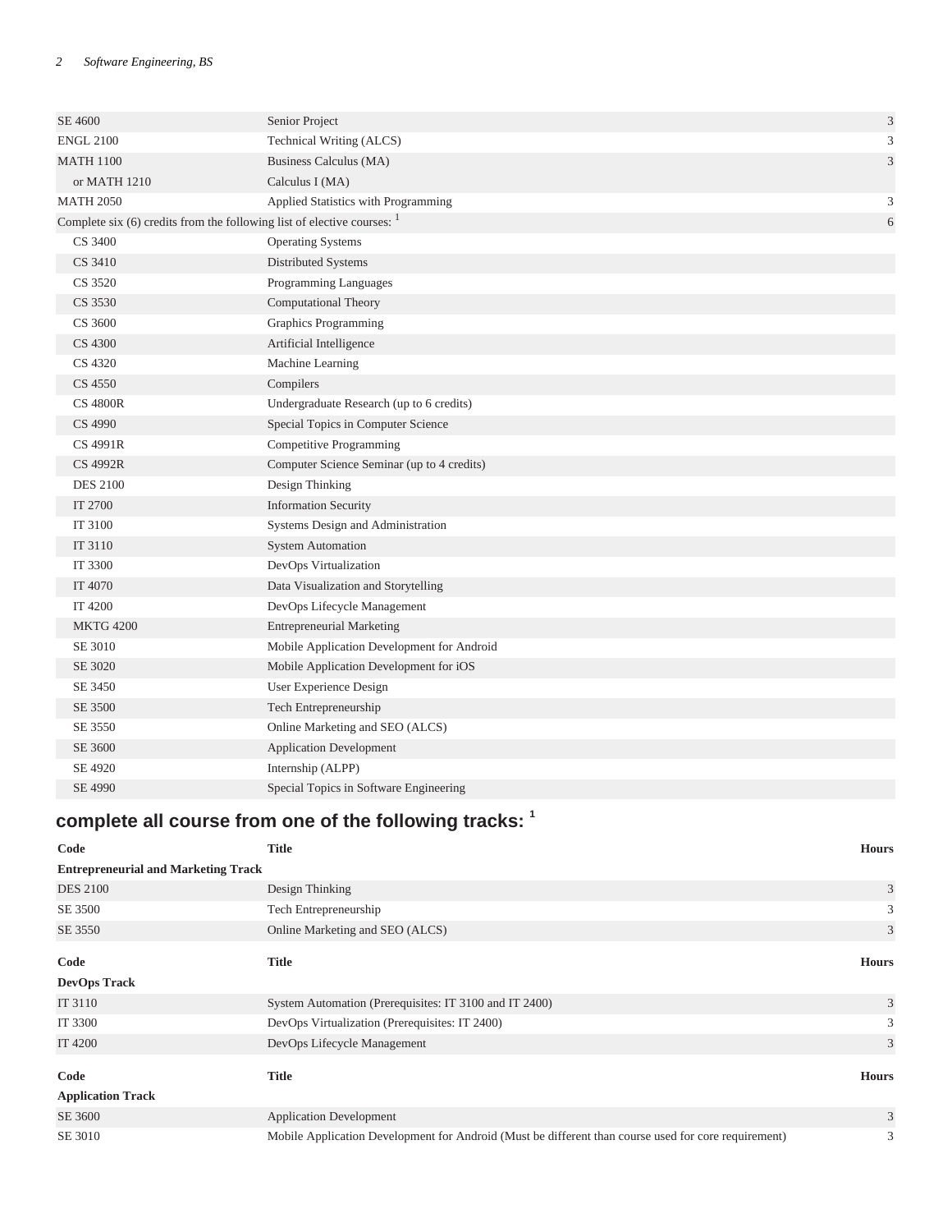| | | |
|---|---|---|
| SE 4600 | Senior Project | 3 |
| ENGL 2100 | Technical Writing (ALCS) | 3 |
| MATH 1100 | Business Calculus (MA) | 3 |
| or MATH 1210 | Calculus I (MA) | |
| MATH 2050 | Applied Statistics with Programming | 3 |
| Complete six (6) credits from the following list of elective courses: [1] | | 6 |
| CS 3400 | Operating Systems | |
| CS 3410 | Distributed Systems | |
| CS 3520 | Programming Languages | |
| CS 3530 | Computational Theory | |
| CS 3600 | Graphics Programming | |
| CS 4300 | Artificial Intelligence | |
| CS 4320 | Machine Learning | |
| CS 4550 | Compilers | |
| CS 4800R | Undergraduate Research (up to 6 credits) | |
| CS 4990 | Special Topics in Computer Science | |
| CS 4991R | Competitive Programming | |
| CS 4992R | Computer Science Seminar (up to 4 credits) | |
| DES 2100 | Design Thinking | |
| IT 2700 | Information Security | |
| IT 3100 | Systems Design and Administration | |
| IT 3110 | System Automation | |
| IT 3300 | DevOps Virtualization | |
| IT 4070 | Data Visualization and Storytelling | |
| IT 4200 | DevOps Lifecycle Management | |
| MKTG 4200 | Entrepreneurial Marketing | |
| SE 3010 | Mobile Application Development for Android | |
| SE 3020 | Mobile Application Development for iOS | |
| SE 3450 | User Experience Design | |
| SE 3500 | Tech Entrepreneurship | |
| SE 3550 | Online Marketing and SEO (ALCS) | |
| SE 3600 | Application Development | |
| SE 4920 | Internship (ALPP) | |
| SE 4990 | Special Topics in Software Engineering | |

## complete all course from one of the following tracks: [1]

| Code | Title | Hours |
|---|---|---|
| **Entrepreneurial and Marketing Track** | | |
| DES 2100 | Design Thinking | 3 |
| SE 3500 | Tech Entrepreneurship | 3 |
| SE 3550 | Online Marketing and SEO (ALCS) | 3 |

| Code | Title | Hours |
|---|---|---|
| **DevOps Track** | | |
| IT 3110 | System Automation (Prerequisites: IT 3100 and IT 2400) | 3 |
| IT 3300 | DevOps Virtualization (Prerequisites: IT 2400) | 3 |
| IT 4200 | DevOps Lifecycle Management | 3 |

| Code | Title | Hours |
|---|---|---|
| **Application Track** | | |
| SE 3600 | Application Development | 3 |
| SE 3010 | Mobile Application Development for Android (Must be different than course used for core requirement) | 3 |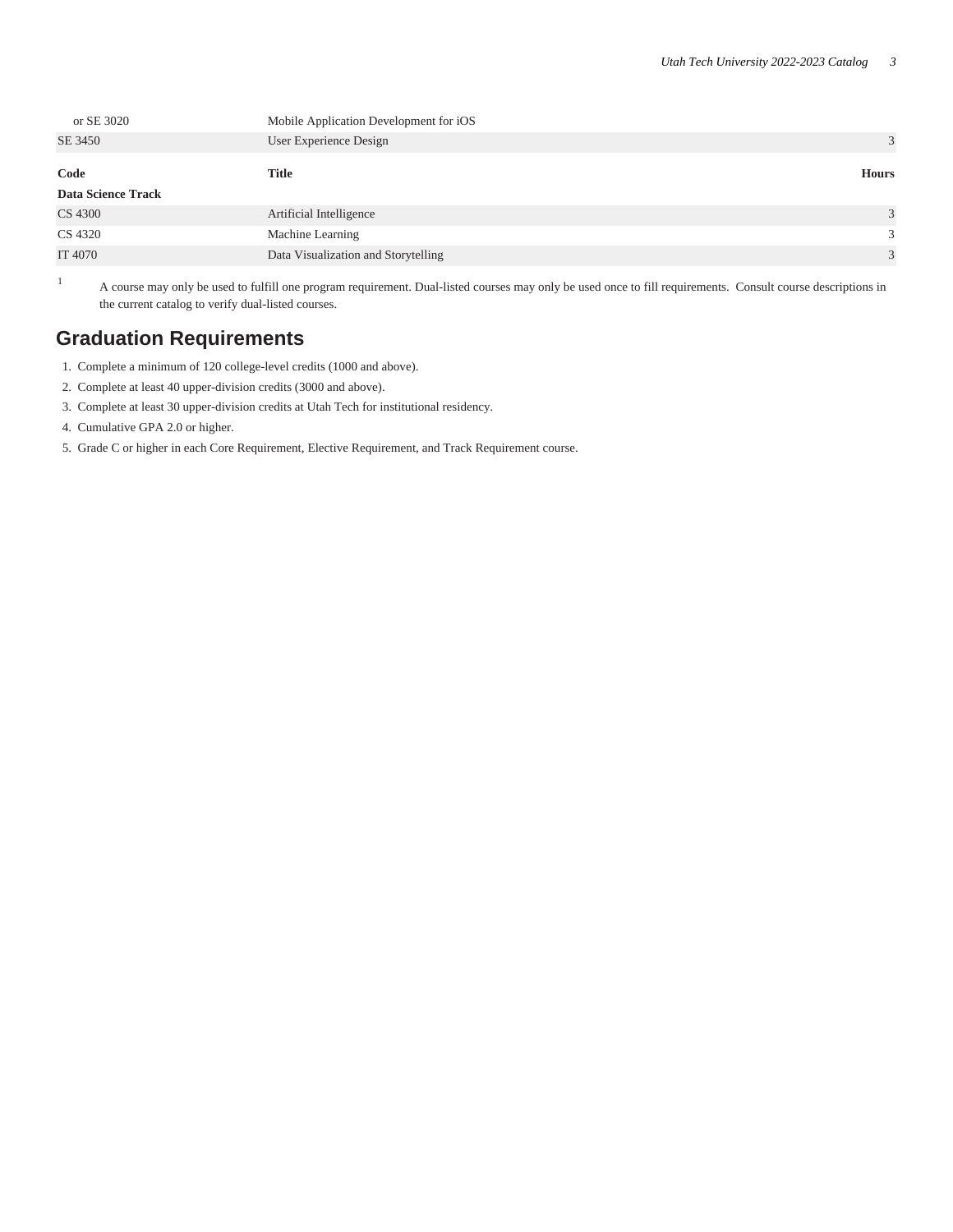| | | |
|---|---|---|
| or SE 3020 | Mobile Application Development for iOS | |
| SE 3450 | User Experience Design | 3 |

| Code | Title | Hours |
|---|---|---|
| **Data Science Track** | | |
| CS 4300 | Artificial Intelligence | 3 |
| CS 4320 | Machine Learning | 3 |
| IT 4070 | Data Visualization and Storytelling | 3 |

[1] A course may only be used to fulfill one program requirement. Dual-listed courses may only be used once to fill requirements. Consult course descriptions in the current catalog to verify dual-listed courses.

## Graduation Requirements

1. Complete a minimum of 120 college-level credits (1000 and above).
2. Complete at least 40 upper-division credits (3000 and above).
3. Complete at least 30 upper-division credits at Utah Tech for institutional residency.
4. Cumulative GPA 2.0 or higher.
5. Grade C or higher in each Core Requirement, Elective Requirement, and Track Requirement course.